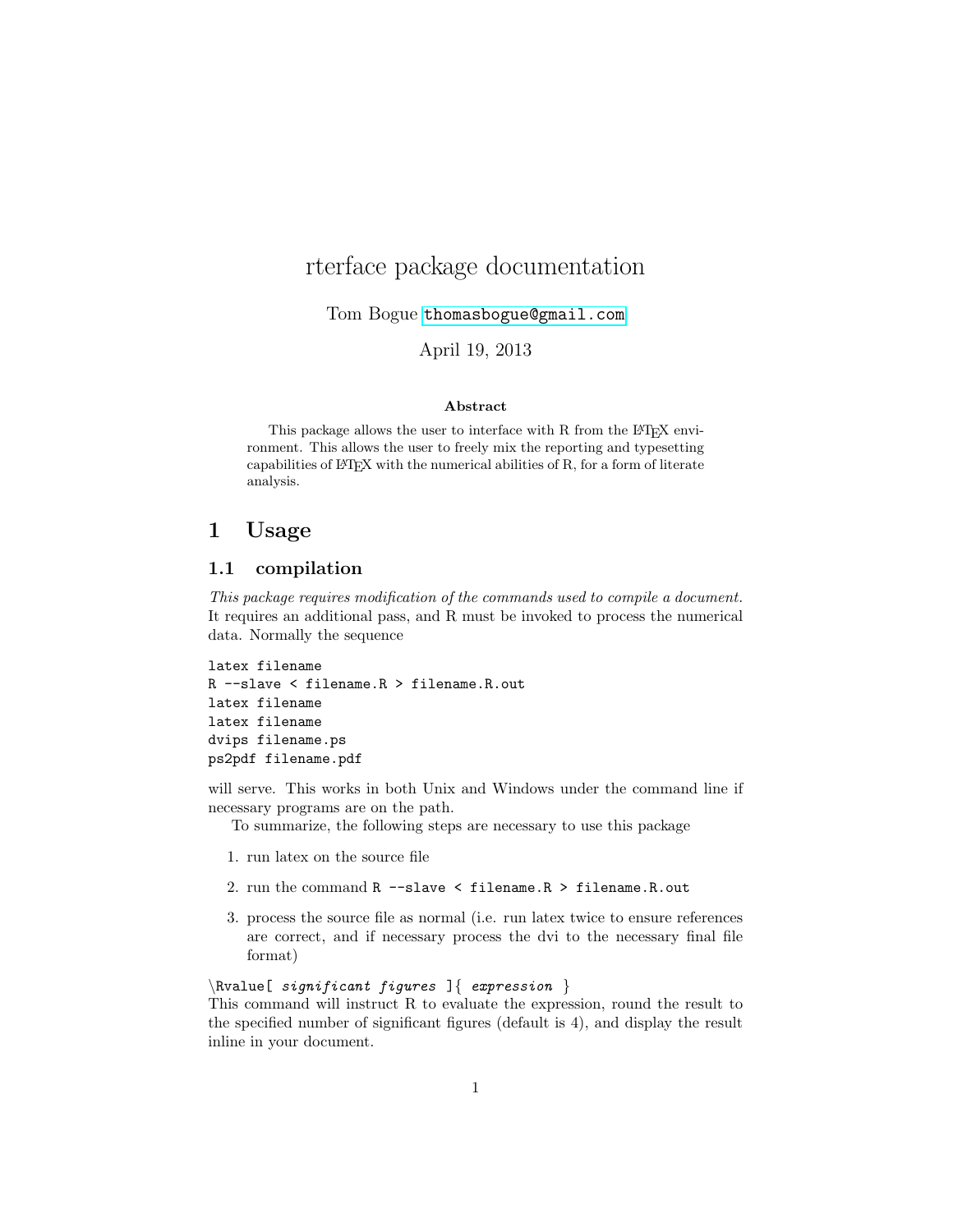# rterface package documentation

Tom Bogue thomasbogue@gmail.com

April 19, 2013

**Abstract**

This package allows the user to interface with R from the LaTeX environment. This allows the user to freely mix the reporting and typesetting capabilities of LaTeX with the numerical abilities of R, for a form of literate analysis.

## 1 Usage

### 1.1 compilation

*This package requires modification of the commands used to compile a document.* It requires an additional pass, and R must be invoked to process the numerical data. Normally the sequence

```
latex filename
R --slave < filename.R > filename.R.out
latex filename
latex filename
dvips filename.ps
ps2pdf filename.pdf
```

will serve. This works in both Unix and Windows under the command line if necessary programs are on the path.

To summarize, the following steps are necessary to use this package

1. run latex on the source file
2. run the command `R --slave < filename.R > filename.R.out`
3. process the source file as normal (i.e. run latex twice to ensure references are correct, and if necessary process the dvi to the necessary final file format)

`\Rvalue[` *`significant figures`* `]{` *`expression`* `}`
This command will instruct R to evaluate the expression, round the result to the specified number of significant figures (default is 4), and display the result inline in your document.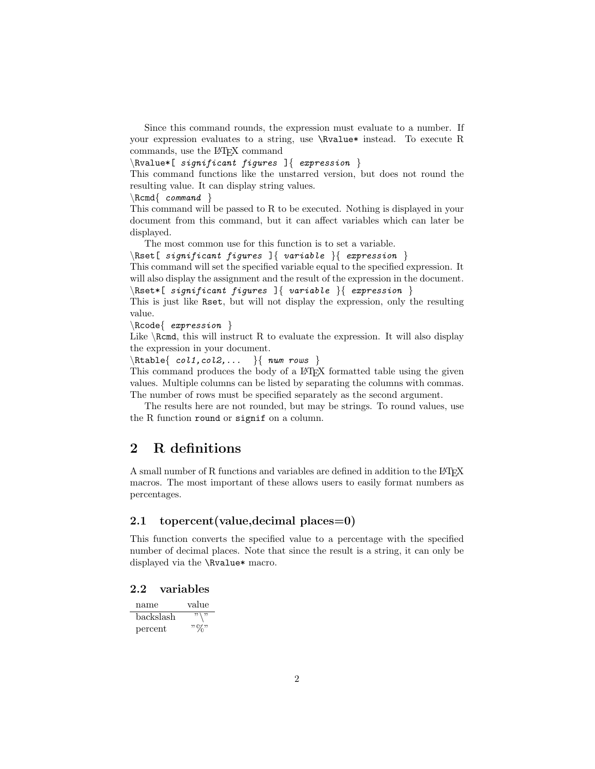Since this command rounds, the expression must evaluate to a number. If your expression evaluates to a string, use `\Rvalue*` instead. To execute R commands, use the LaTeX command

`\Rvalue*[ significant figures ]{ expression }`

This command functions like the unstarred version, but does not round the resulting value. It can display string values.

`\Rcmd{ command }`

This command will be passed to R to be executed. Nothing is displayed in your document from this command, but it can affect variables which can later be displayed.

The most common use for this function is to set a variable.

`\Rset[ significant figures ]{ variable }{ expression }`

This command will set the specified variable equal to the specified expression. It will also display the assignment and the result of the expression in the document.

`\Rset*[ significant figures ]{ variable }{ expression }`

This is just like `Rset`, but will not display the expression, only the resulting value.

`\Rcode{ expression }`

Like `\Rcmd`, this will instruct R to evaluate the expression. It will also display the expression in your document.

`\Rtable{ col1,col2,... }{ num rows }`

This command produces the body of a LaTeX formatted table using the given values. Multiple columns can be listed by separating the columns with commas. The number of rows must be specified separately as the second argument.

The results here are not rounded, but may be strings. To round values, use the R function `round` or `signif` on a column.

## 2 R definitions

A small number of R functions and variables are defined in addition to the LaTeX macros. The most important of these allows users to easily format numbers as percentages.

### 2.1 topercent(value,decimal places=0)

This function converts the specified value to a percentage with the specified number of decimal places. Note that since the result is a string, it can only be displayed via the `\Rvalue*` macro.

### 2.2 variables

| name | value |
|---|---|
| backslash | "\" |
| percent | "%" |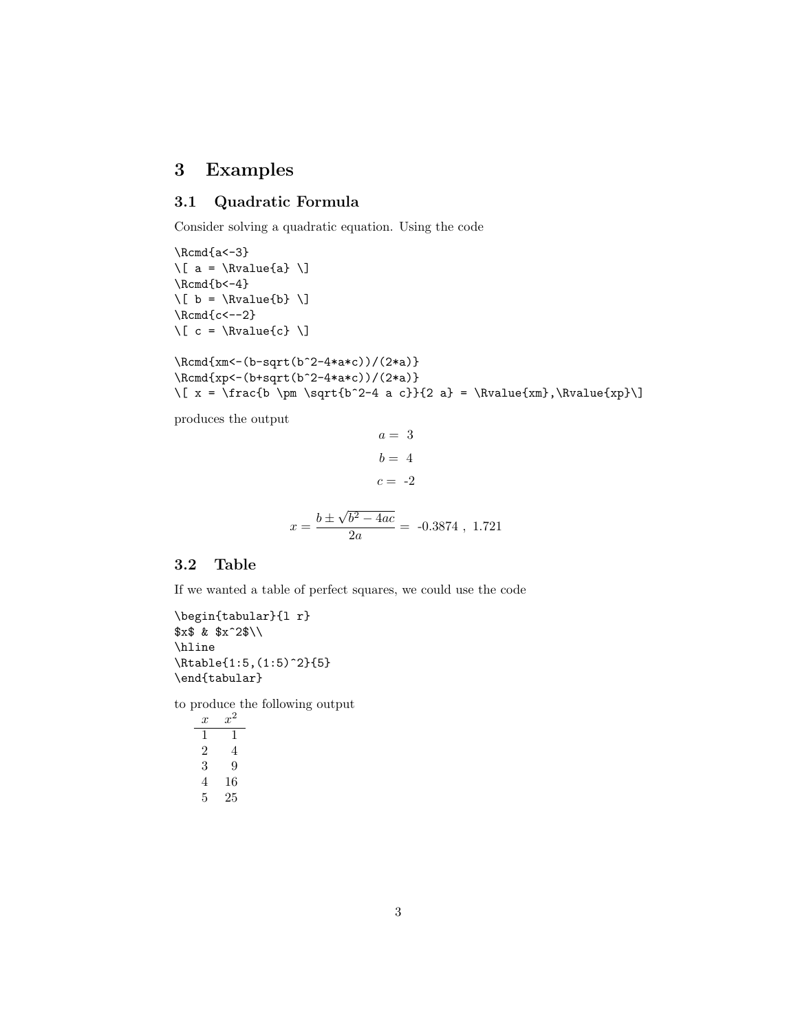# 3 Examples

## 3.1 Quadratic Formula

Consider solving a quadratic equation. Using the code

```
\Rcmd{a<-3}
\[ a = \Rvalue{a} \]
\Rcmd{b<-4}
\[ b = \Rvalue{b} \]
\Rcmd{c<--2}
\[ c = \Rvalue{c} \]

\Rcmd{xm<-(b-sqrt(b^2-4*a*c))/(2*a)}
\Rcmd{xp<-(b+sqrt(b^2-4*a*c))/(2*a)}
\[ x = \frac{b \pm \sqrt{b^2-4 a c}}{2 a} = \Rvalue{xm},\Rvalue{xp}\]
```

produces the output

$$a = 3$$

$$b = 4$$

$$c = -2$$

$$x = \frac{b \pm \sqrt{b^2 - 4ac}}{2a} = -0.3874 , \ 1.721$$

## 3.2 Table

If we wanted a table of perfect squares, we could use the code

```
\begin{tabular}{l r}
$x$ & $x^2$\\
\hline
\Rtable{1:5,(1:5)^2}{5}
\end{tabular}
```

to produce the following output

| $x$ | $x^2$ |
|---|---:|
| 1 | 1 |
| 2 | 4 |
| 3 | 9 |
| 4 | 16 |
| 5 | 25 |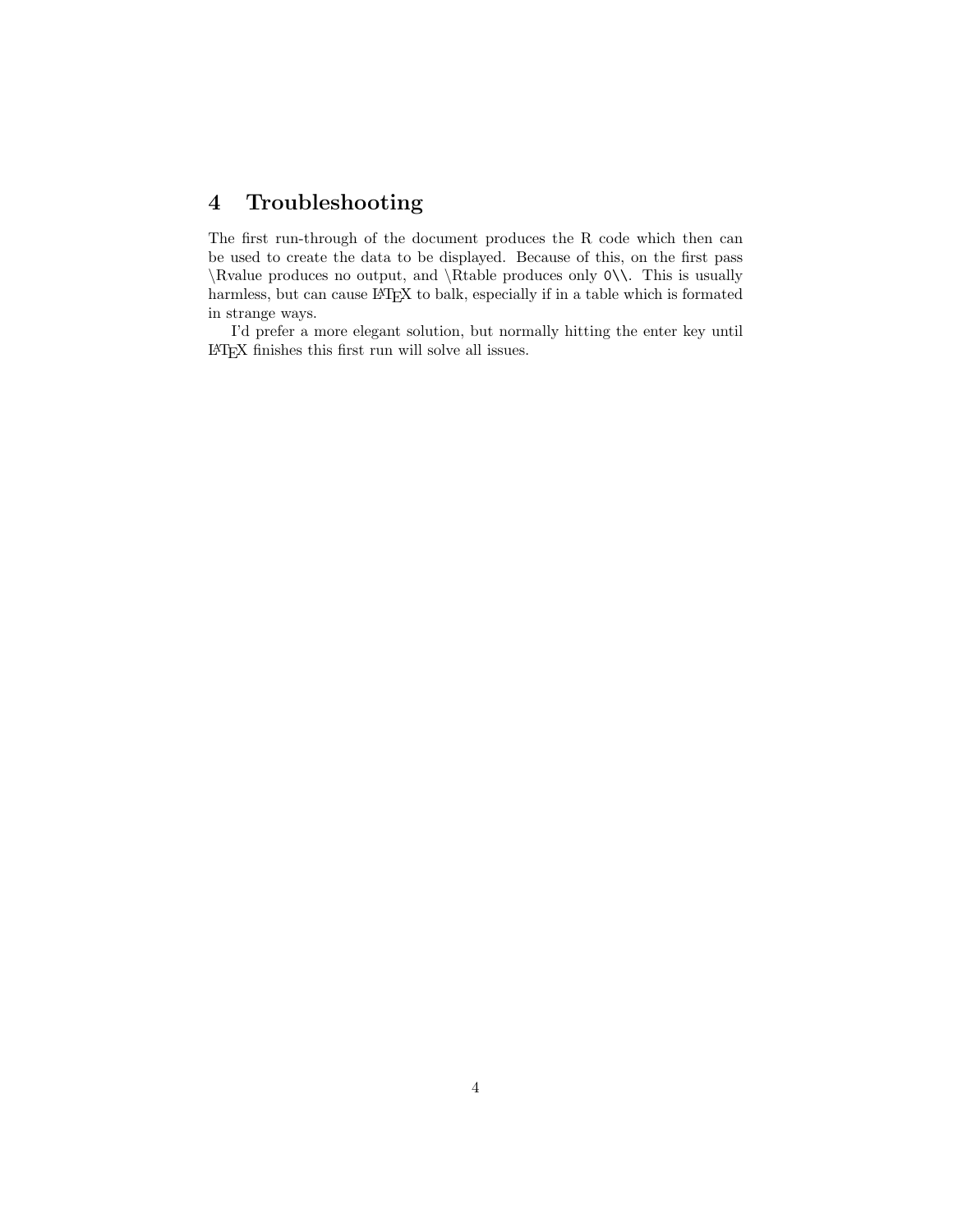# 4 Troubleshooting

The first run-through of the document produces the R code which then can be used to create the data to be displayed. Because of this, on the first pass \Rvalue produces no output, and \Rtable produces only `0\\`. This is usually harmless, but can cause LaTeX to balk, especially if in a table which is formated in strange ways.

I'd prefer a more elegant solution, but normally hitting the enter key until LaTeX finishes this first run will solve all issues.